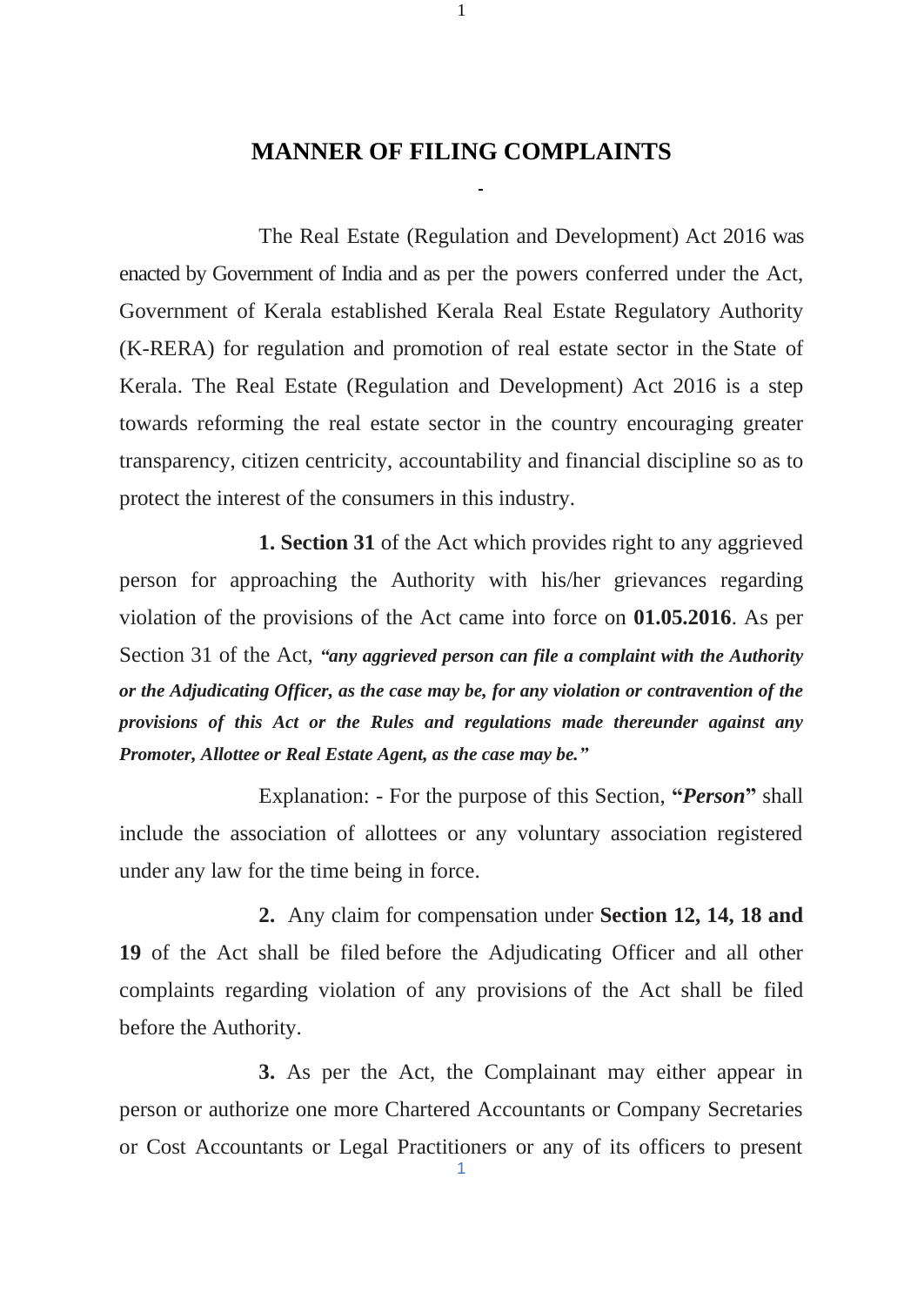# MANNER OF FILING COMPLAINTS

The Real Estate (Regulation and Development) Act 2016 was enacted by Government of India and as per the powers conferred under the Act, Government of Kerala established Kerala Real Estate Regulatory Authority (K-RERA) for regulation and promotion of real estate sector in the State of Kerala. The Real Estate (Regulation and Development) Act 2016 is a step towards reforming the real estate sector in the country encouraging greater transparency, citizen centricity, accountability and financial discipline so as to protect the interest of the consumers in this industry.

**1. Section 31** of the Act which provides right to any aggrieved person for approaching the Authority with his/her grievances regarding violation of the provisions of the Act came into force on **01.05.2016**. As per Section 31 of the Act, ***"any aggrieved person can file a complaint with the Authority or the Adjudicating Officer, as the case may be, for any violation or contravention of the provisions of this Act or the Rules and regulations made thereunder against any Promoter, Allottee or Real Estate Agent, as the case may be."***

Explanation: - For the purpose of this Section, **"*Person*"** shall include the association of allottees or any voluntary association registered under any law for the time being in force.

**2.** Any claim for compensation under **Section 12, 14, 18 and 19** of the Act shall be filed before the Adjudicating Officer and all other complaints regarding violation of any provisions of the Act shall be filed before the Authority.

**3.** As per the Act, the Complainant may either appear in person or authorize one more Chartered Accountants or Company Secretaries or Cost Accountants or Legal Practitioners or any of its officers to present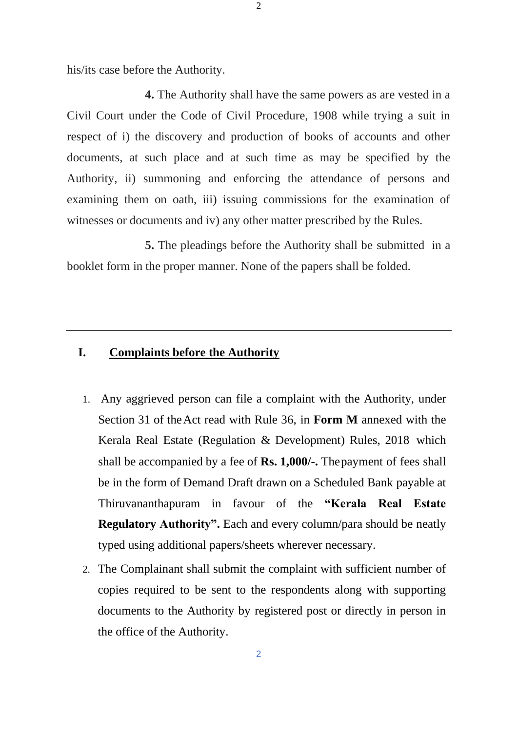his/its case before the Authority.

**4.** The Authority shall have the same powers as are vested in a Civil Court under the Code of Civil Procedure, 1908 while trying a suit in respect of i) the discovery and production of books of accounts and other documents, at such place and at such time as may be specified by the Authority, ii) summoning and enforcing the attendance of persons and examining them on oath, iii) issuing commissions for the examination of witnesses or documents and iv) any other matter prescribed by the Rules.

**5.** The pleadings before the Authority shall be submitted in a booklet form in the proper manner. None of the papers shall be folded.

---

## I. Complaints before the Authority

1. Any aggrieved person can file a complaint with the Authority, under Section 31 of the Act read with Rule 36, in **Form M** annexed with the Kerala Real Estate (Regulation & Development) Rules, 2018 which shall be accompanied by a fee of **Rs. 1,000/-.** The payment of fees shall be in the form of Demand Draft drawn on a Scheduled Bank payable at Thiruvananthapuram in favour of the **"Kerala Real Estate Regulatory Authority".** Each and every column/para should be neatly typed using additional papers/sheets wherever necessary.
2. The Complainant shall submit the complaint with sufficient number of copies required to be sent to the respondents along with supporting documents to the Authority by registered post or directly in person in the office of the Authority.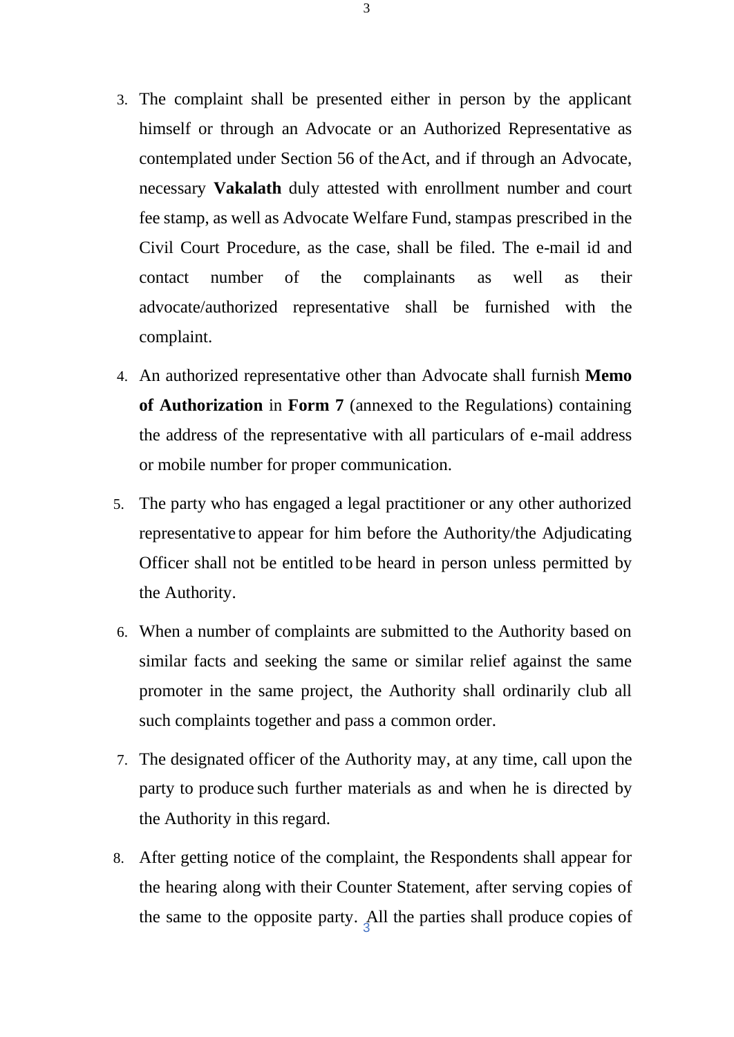3. The complaint shall be presented either in person by the applicant himself or through an Advocate or an Authorized Representative as contemplated under Section 56 of the Act, and if through an Advocate, necessary **Vakalath** duly attested with enrollment number and court fee stamp, as well as Advocate Welfare Fund, stamp as prescribed in the Civil Court Procedure, as the case, shall be filed. The e-mail id and contact number of the complainants as well as their advocate/authorized representative shall be furnished with the complaint.
4. An authorized representative other than Advocate shall furnish **Memo of Authorization** in **Form 7** (annexed to the Regulations) containing the address of the representative with all particulars of e-mail address or mobile number for proper communication.
5. The party who has engaged a legal practitioner or any other authorized representative to appear for him before the Authority/the Adjudicating Officer shall not be entitled to be heard in person unless permitted by the Authority.
6. When a number of complaints are submitted to the Authority based on similar facts and seeking the same or similar relief against the same promoter in the same project, the Authority shall ordinarily club all such complaints together and pass a common order.
7. The designated officer of the Authority may, at any time, call upon the party to produce such further materials as and when he is directed by the Authority in this regard.
8. After getting notice of the complaint, the Respondents shall appear for the hearing along with their Counter Statement, after serving copies of the same to the opposite party. All the parties shall produce copies of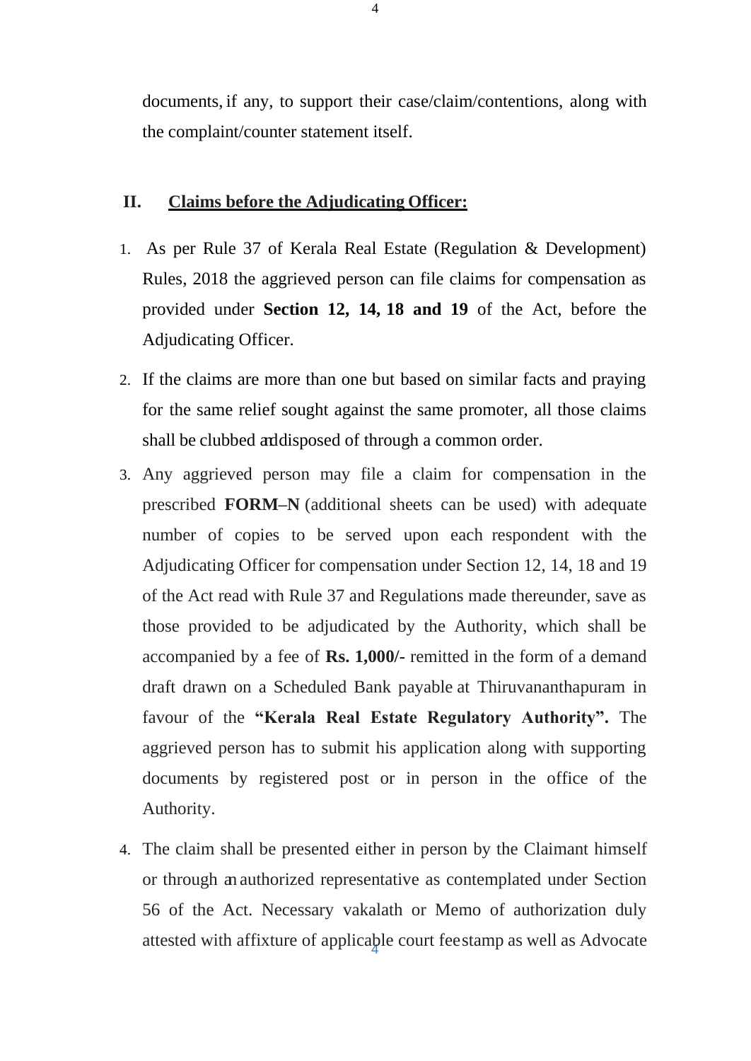documents, if any, to support their case/claim/contentions, along with the complaint/counter statement itself.

## II. Claims before the Adjudicating Officer:

1. As per Rule 37 of Kerala Real Estate (Regulation & Development) Rules, 2018 the aggrieved person can file claims for compensation as provided under **Section 12, 14, 18 and 19** of the Act, before the Adjudicating Officer.
2. If the claims are more than one but based on similar facts and praying for the same relief sought against the same promoter, all those claims shall be clubbed and disposed of through a common order.
3. Any aggrieved person may file a claim for compensation in the prescribed **FORM–N** (additional sheets can be used) with adequate number of copies to be served upon each respondent with the Adjudicating Officer for compensation under Section 12, 14, 18 and 19 of the Act read with Rule 37 and Regulations made thereunder, save as those provided to be adjudicated by the Authority, which shall be accompanied by a fee of **Rs. 1,000/-** remitted in the form of a demand draft drawn on a Scheduled Bank payable at Thiruvananthapuram in favour of the **"Kerala Real Estate Regulatory Authority".** The aggrieved person has to submit his application along with supporting documents by registered post or in person in the office of the Authority.
4. The claim shall be presented either in person by the Claimant himself or through an authorized representative as contemplated under Section 56 of the Act. Necessary vakalath or Memo of authorization duly attested with affixture of applicable court fee stamp as well as Advocate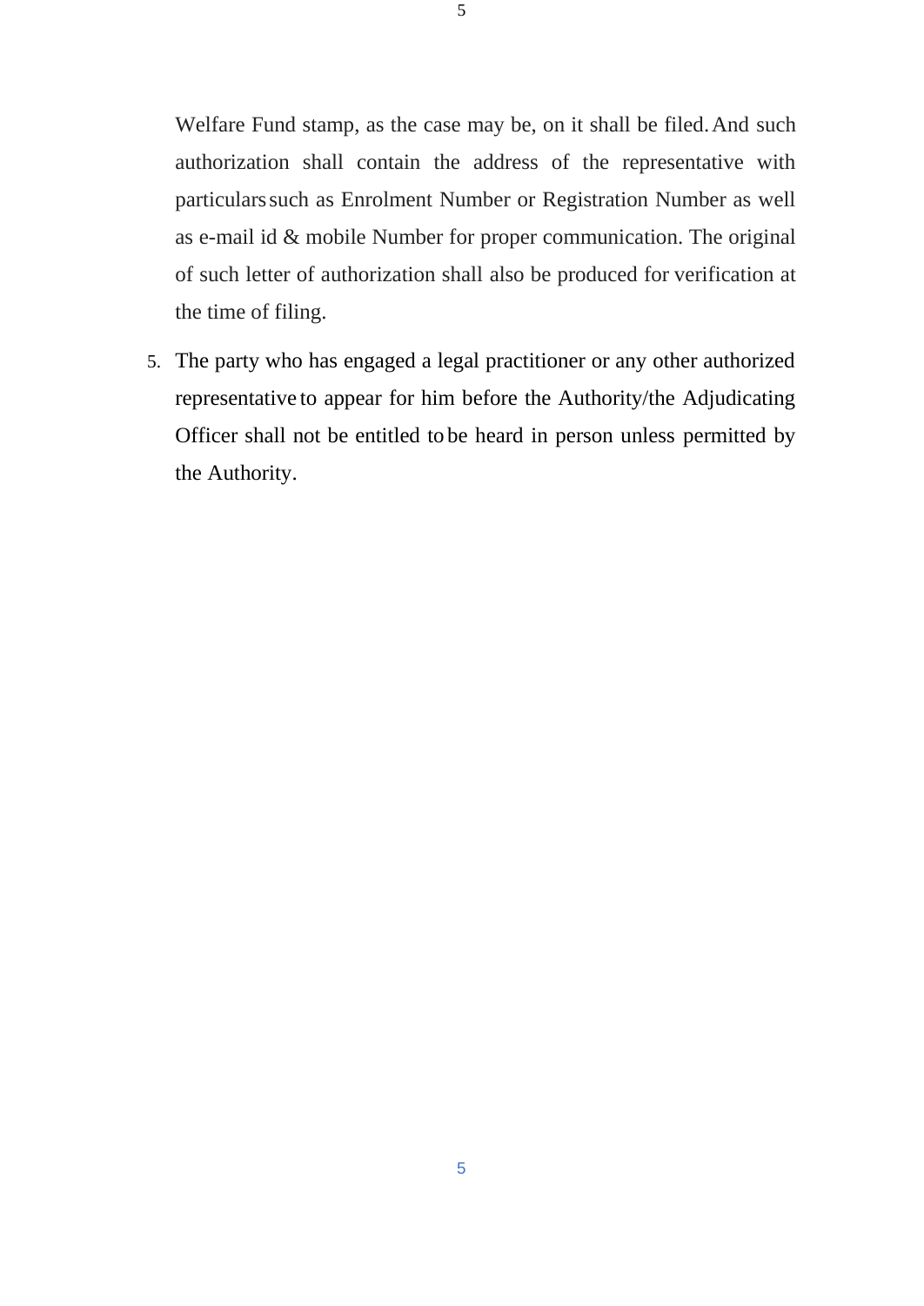Welfare Fund stamp, as the case may be, on it shall be filed. And such authorization shall contain the address of the representative with particulars such as Enrolment Number or Registration Number as well as e-mail id & mobile Number for proper communication. The original of such letter of authorization shall also be produced for verification at the time of filing.

5. The party who has engaged a legal practitioner or any other authorized representative to appear for him before the Authority/the Adjudicating Officer shall not be entitled to be heard in person unless permitted by the Authority.